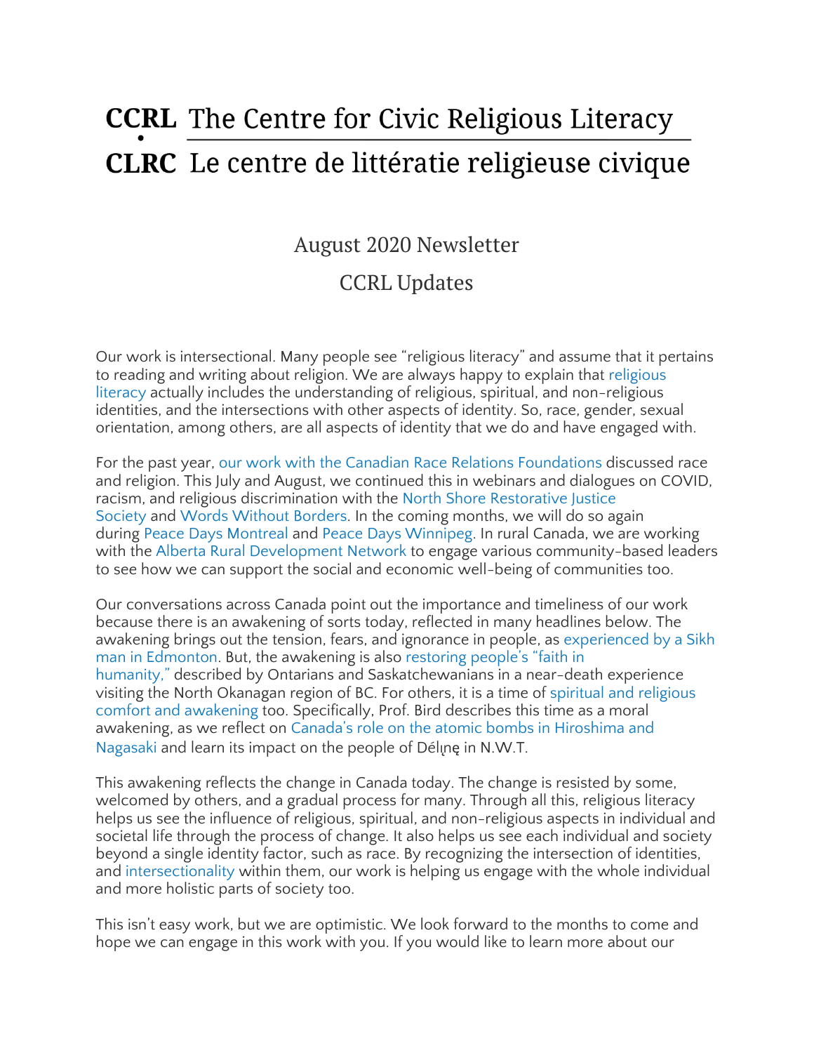# CCRL The Centre for Civic Religious Literacy

# CLRC Le centre de littératie religieuse civique

## August 2020 Newsletter

## CCRL Updates

Our work is intersectional. Many people see "religious literacy" and assume that it pertains to reading and writing about religion. We are always happy to explain that religious literacy actually includes the understanding of religious, spiritual, and non-religious identities, and the intersections with other aspects of identity. So, race, gender, sexual orientation, among others, are all aspects of identity that we do and have engaged with.

For the past year, our work with the Canadian Race Relations Foundations discussed race and religion. This July and August, we continued this in webinars and dialogues on COVID, racism, and religious discrimination with the North Shore Restorative Justice Society and Words Without Borders. In the coming months, we will do so again during Peace Days Montreal and Peace Days Winnipeg. In rural Canada, we are working with the Alberta Rural Development Network to engage various community-based leaders to see how we can support the social and economic well-being of communities too.

Our conversations across Canada point out the importance and timeliness of our work because there is an awakening of sorts today, reflected in many headlines below. The awakening brings out the tension, fears, and ignorance in people, as experienced by a Sikh man in Edmonton. But, the awakening is also restoring people's "faith in humanity," described by Ontarians and Saskatchewanians in a near-death experience visiting the North Okanagan region of BC. For others, it is a time of spiritual and religious comfort and awakening too. Specifically, Prof. Bird describes this time as a moral awakening, as we reflect on Canada's role on the atomic bombs in Hiroshima and Nagasaki and learn its impact on the people of Délı̨nę in N.W.T.

This awakening reflects the change in Canada today. The change is resisted by some, welcomed by others, and a gradual process for many. Through all this, religious literacy helps us see the influence of religious, spiritual, and non-religious aspects in individual and societal life through the process of change. It also helps us see each individual and society beyond a single identity factor, such as race. By recognizing the intersection of identities, and intersectionality within them, our work is helping us engage with the whole individual and more holistic parts of society too.

This isn't easy work, but we are optimistic. We look forward to the months to come and hope we can engage in this work with you. If you would like to learn more about our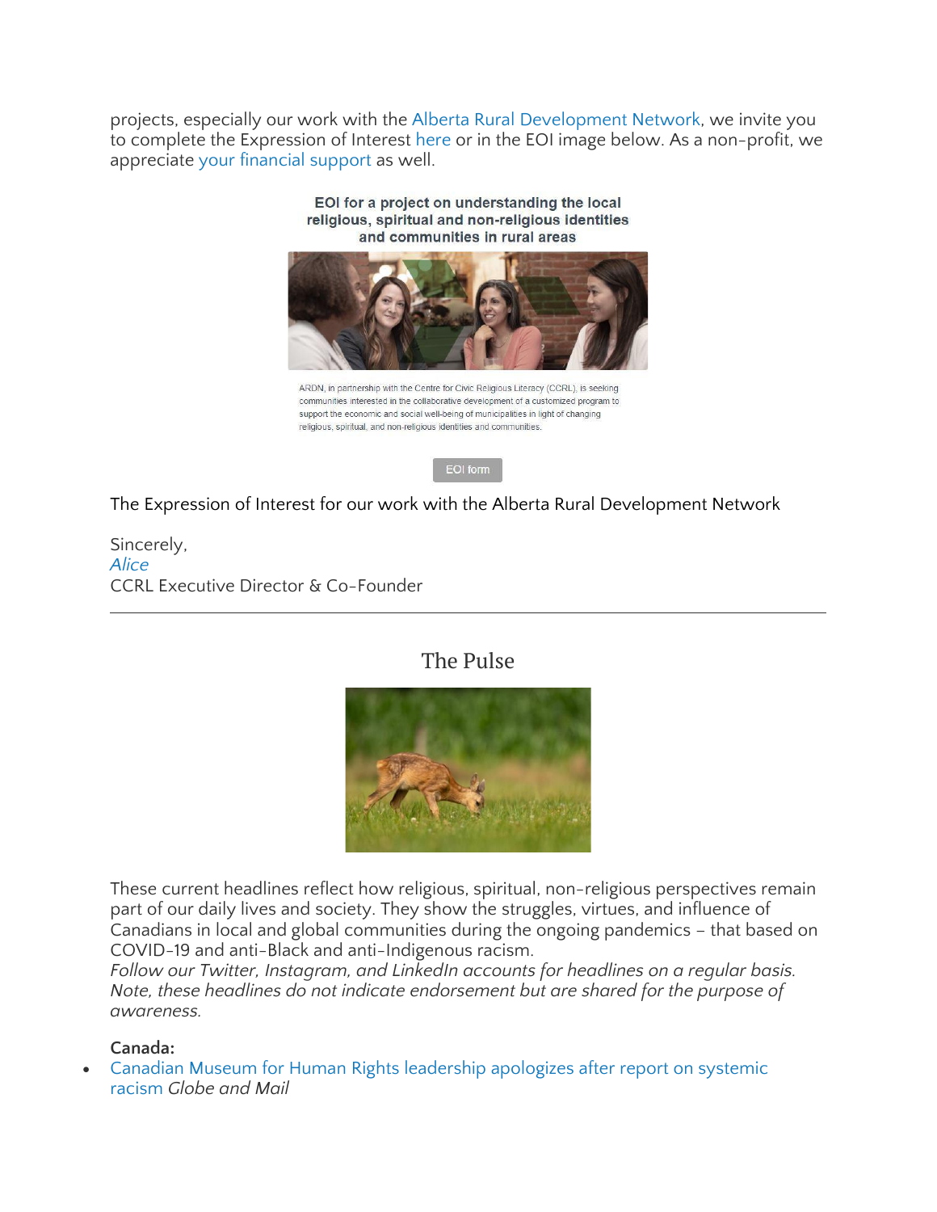projects, especially our work with the Alberta Rural Development Network, we invite you to complete the Expression of Interest here or in the EOI image below. As a non-profit, we appreciate your financial support as well.

**EOI for a project on understanding the local religious, spiritual and non-religious identities and communities in rural areas**

ARDN, in partnership with the Centre for Civic Religious Literacy (CCRL), is seeking communities interested in the collaborative development of a customized program to support the economic and social well-being of municipalities in light of changing religious, spiritual, and non-religious identities and communities.

EOI form

The Expression of Interest for our work with the Alberta Rural Development Network

Sincerely,
*Alice*
CCRL Executive Director & Co-Founder

---

## The Pulse

These current headlines reflect how religious, spiritual, non-religious perspectives remain part of our daily lives and society. They show the struggles, virtues, and influence of Canadians in local and global communities during the ongoing pandemics – that based on COVID-19 and anti-Black and anti-Indigenous racism.
*Follow our Twitter, Instagram, and LinkedIn accounts for headlines on a regular basis. Note, these headlines do not indicate endorsement but are shared for the purpose of awareness.*

**Canada:**

- Canadian Museum for Human Rights leadership apologizes after report on systemic racism *Globe and Mail*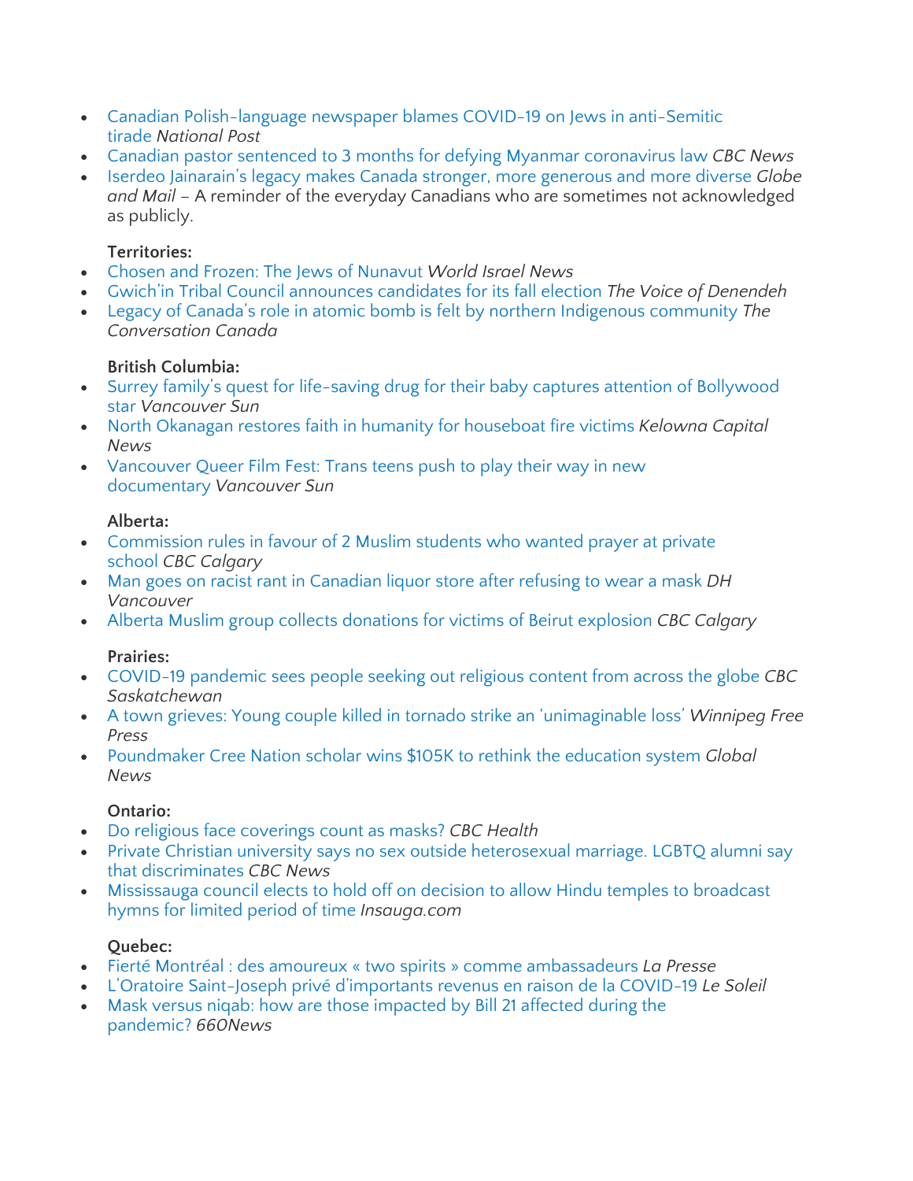- Canadian Polish-language newspaper blames COVID-19 on Jews in anti-Semitic tirade *National Post*
- Canadian pastor sentenced to 3 months for defying Myanmar coronavirus law *CBC News*
- Iserdeo Jainarain's legacy makes Canada stronger, more generous and more diverse *Globe and Mail* – A reminder of the everyday Canadians who are sometimes not acknowledged as publicly.

**Territories:**

- Chosen and Frozen: The Jews of Nunavut *World Israel News*
- Gwich'in Tribal Council announces candidates for its fall election *The Voice of Denendeh*
- Legacy of Canada's role in atomic bomb is felt by northern Indigenous community *The Conversation Canada*

**British Columbia:**

- Surrey family's quest for life-saving drug for their baby captures attention of Bollywood star *Vancouver Sun*
- North Okanagan restores faith in humanity for houseboat fire victims *Kelowna Capital News*
- Vancouver Queer Film Fest: Trans teens push to play their way in new documentary *Vancouver Sun*

**Alberta:**

- Commission rules in favour of 2 Muslim students who wanted prayer at private school *CBC Calgary*
- Man goes on racist rant in Canadian liquor store after refusing to wear a mask *DH Vancouver*
- Alberta Muslim group collects donations for victims of Beirut explosion *CBC Calgary*

**Prairies:**

- COVID-19 pandemic sees people seeking out religious content from across the globe *CBC Saskatchewan*
- A town grieves: Young couple killed in tornado strike an 'unimaginable loss' *Winnipeg Free Press*
- Poundmaker Cree Nation scholar wins $105K to rethink the education system *Global News*

**Ontario:**

- Do religious face coverings count as masks? *CBC Health*
- Private Christian university says no sex outside heterosexual marriage. LGBTQ alumni say that discriminates *CBC News*
- Mississauga council elects to hold off on decision to allow Hindu temples to broadcast hymns for limited period of time *Insauga.com*

**Quebec:**

- Fierté Montréal : des amoureux « two spirits » comme ambassadeurs *La Presse*
- L'Oratoire Saint-Joseph privé d'importants revenus en raison de la COVID-19 *Le Soleil*
- Mask versus niqab: how are those impacted by Bill 21 affected during the pandemic? *660News*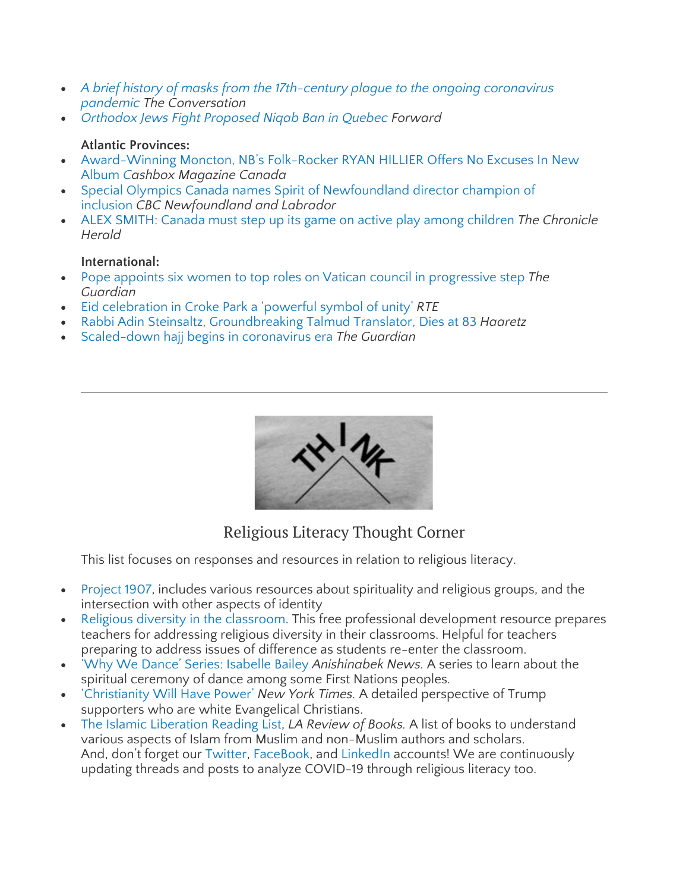- *A brief history of masks from the 17th-century plague to the ongoing coronavirus pandemic The Conversation*
- *Orthodox Jews Fight Proposed Niqab Ban in Quebec Forward*

**Atlantic Provinces:**

- Award-Winning Moncton, NB's Folk-Rocker RYAN HILLIER Offers No Excuses In New Album *Cashbox Magazine Canada*
- Special Olympics Canada names Spirit of Newfoundland director champion of inclusion *CBC Newfoundland and Labrador*
- ALEX SMITH: Canada must step up its game on active play among children *The Chronicle Herald*

**International:**

- Pope appoints six women to top roles on Vatican council in progressive step *The Guardian*
- Eid celebration in Croke Park a 'powerful symbol of unity' *RTE*
- Rabbi Adin Steinsaltz, Groundbreaking Talmud Translator, Dies at 83 *Haaretz*
- Scaled-down hajj begins in coronavirus era *The Guardian*

---

## Religious Literacy Thought Corner

This list focuses on responses and resources in relation to religious literacy.

- Project 1907, includes various resources about spirituality and religious groups, and the intersection with other aspects of identity
- Religious diversity in the classroom. This free professional development resource prepares teachers for addressing religious diversity in their classrooms. Helpful for teachers preparing to address issues of difference as students re-enter the classroom.
- 'Why We Dance' Series: Isabelle Bailey *Anishinabek News.* A series to learn about the spiritual ceremony of dance among some First Nations peoples.
- 'Christianity Will Have Power' *New York Times.* A detailed perspective of Trump supporters who are white Evangelical Christians.
- The Islamic Liberation Reading List, *LA Review of Books.* A list of books to understand various aspects of Islam from Muslim and non-Muslim authors and scholars.
  And, don't forget our Twitter, FaceBook, and LinkedIn accounts! We are continuously updating threads and posts to analyze COVID-19 through religious literacy too.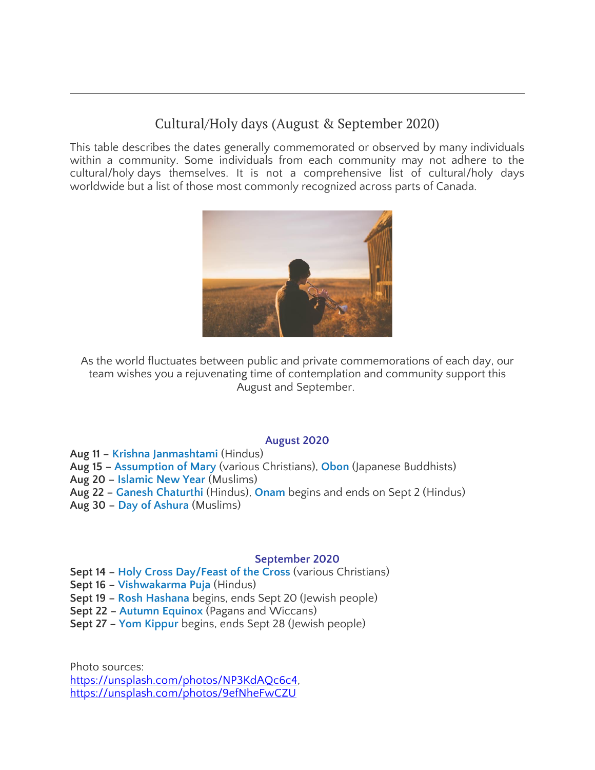## Cultural/Holy days (August & September 2020)

This table describes the dates generally commemorated or observed by many individuals within a community. Some individuals from each community may not adhere to the cultural/holy days themselves. It is not a comprehensive list of cultural/holy days worldwide but a list of those most commonly recognized across parts of Canada.

As the world fluctuates between public and private commemorations of each day, our team wishes you a rejuvenating time of contemplation and community support this August and September.

### August 2020

**Aug 11 –** **Krishna Janmashtami** (Hindus)
**Aug 15 –** **Assumption of Mary** (various Christians), **Obon** (Japanese Buddhists)
**Aug 20 –** **Islamic New Year** (Muslims)
**Aug 22 –** **Ganesh Chaturthi** (Hindus), **Onam** begins and ends on Sept 2 (Hindus)
**Aug 30 –** **Day of Ashura** (Muslims)

### September 2020

**Sept 14 –** **Holy Cross Day/Feast of the Cross** (various Christians)
**Sept 16 –** **Vishwakarma Puja** (Hindus)
**Sept 19 –** **Rosh Hashana** begins, ends Sept 20 (Jewish people)
**Sept 22 –** **Autumn Equinox** (Pagans and Wiccans)
**Sept 27 –** **Yom Kippur** begins, ends Sept 28 (Jewish people)

Photo sources:
https://unsplash.com/photos/NP3KdAQc6c4,
https://unsplash.com/photos/9efNheFwCZU